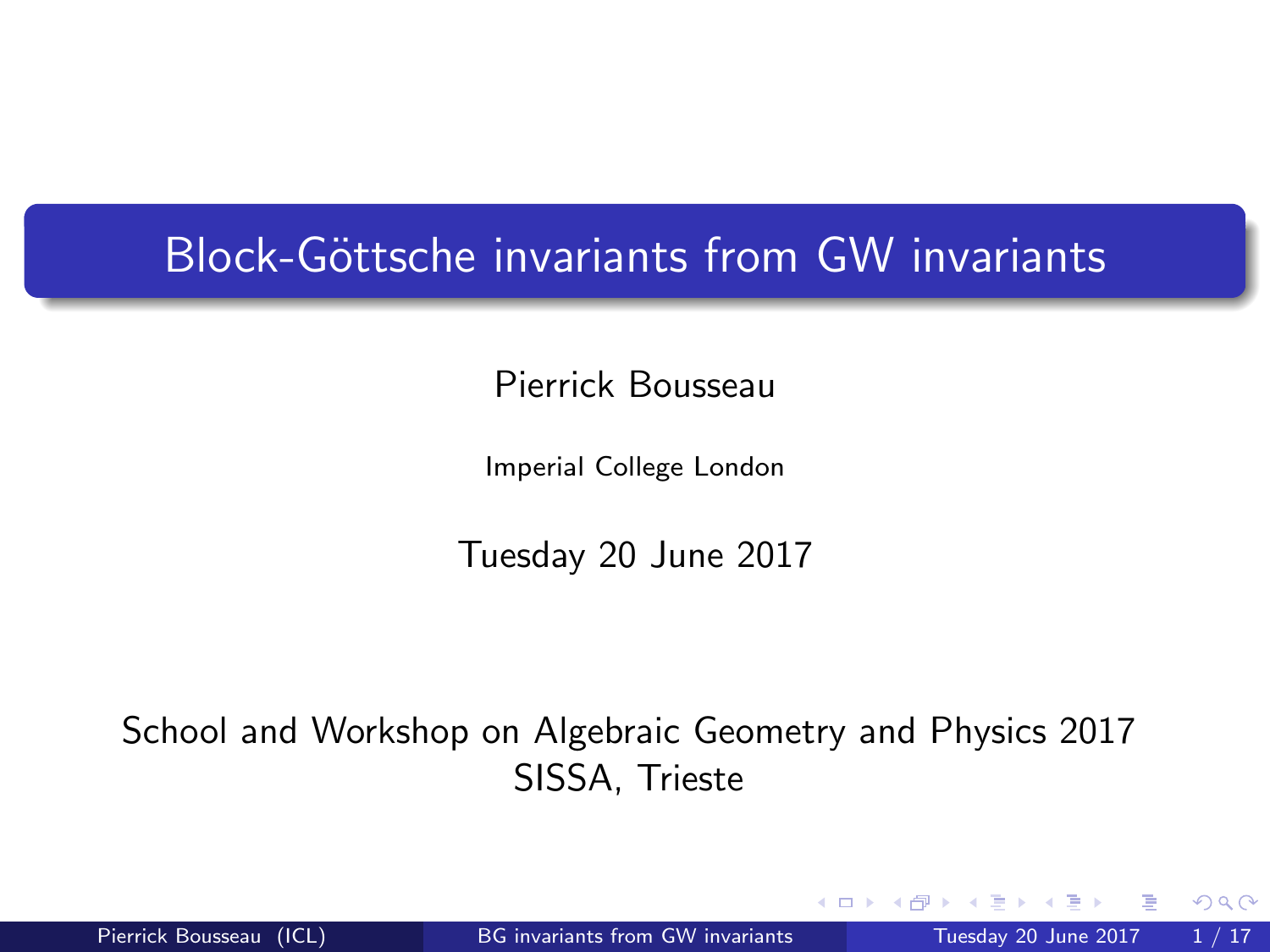# Block-Göttsche invariants from GW invariants

Pierrick Bousseau

Imperial College London

Tuesday 20 June 2017

School and Workshop on Algebraic Geometry and Physics 2017
SISSA, Trieste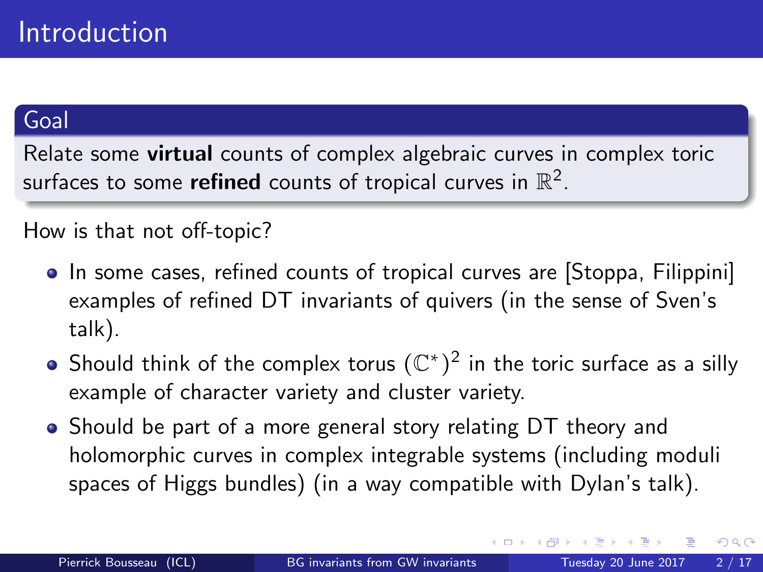# Introduction

## Goal

Relate some **virtual** counts of complex algebraic curves in complex toric surfaces to some **refined** counts of tropical curves in $\mathbb{R}^2$.

How is that not off-topic?

- In some cases, refined counts of tropical curves are [Stoppa, Filippini] examples of refined DT invariants of quivers (in the sense of Sven's talk).
- Should think of the complex torus $(\mathbb{C}^*)^2$ in the toric surface as a silly example of character variety and cluster variety.
- Should be part of a more general story relating DT theory and holomorphic curves in complex integrable systems (including moduli spaces of Higgs bundles) (in a way compatible with Dylan's talk).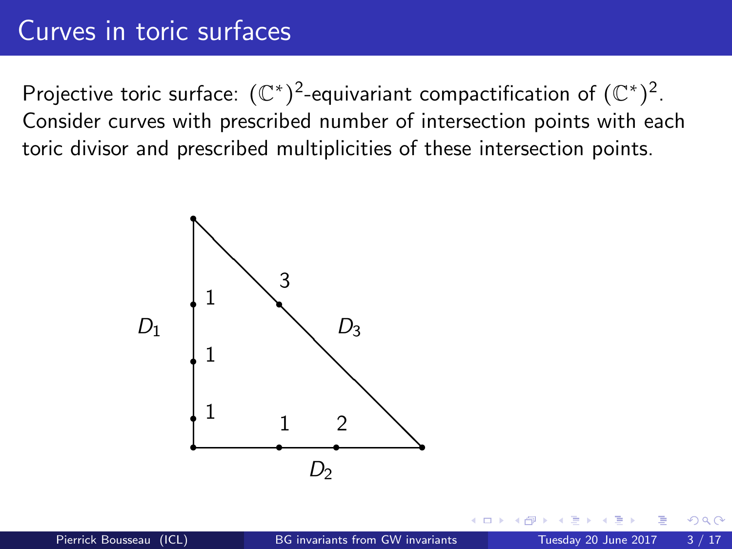# Curves in toric surfaces

Projective toric surface: $(\mathbb{C}^*)^2$-equivariant compactification of $(\mathbb{C}^*)^2$. Consider curves with prescribed number of intersection points with each toric divisor and prescribed multiplicities of these intersection points.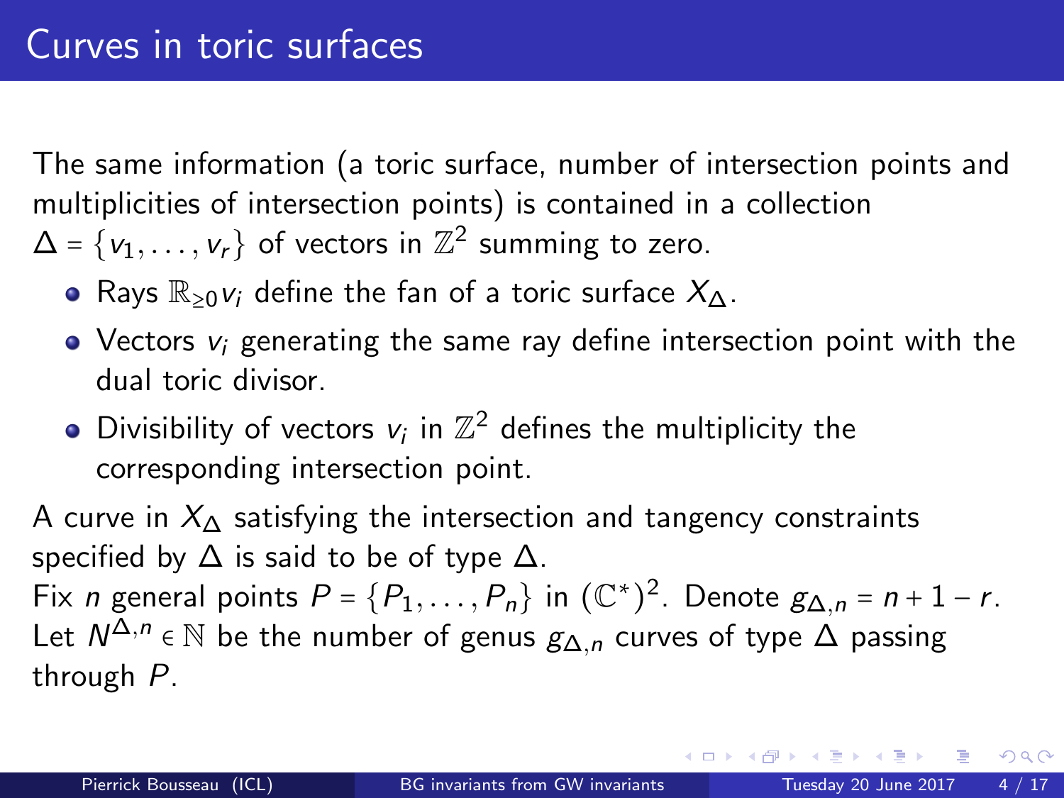# Curves in toric surfaces

The same information (a toric surface, number of intersection points and multiplicities of intersection points) is contained in a collection $\Delta = \{v_1, \dots, v_r\}$ of vectors in $\mathbb{Z}^2$ summing to zero.

- Rays $\mathbb{R}_{\geq 0} v_i$ define the fan of a toric surface $X_\Delta$.
- Vectors $v_i$ generating the same ray define intersection point with the dual toric divisor.
- Divisibility of vectors $v_i$ in $\mathbb{Z}^2$ defines the multiplicity the corresponding intersection point.

A curve in $X_\Delta$ satisfying the intersection and tangency constraints specified by $\Delta$ is said to be of type $\Delta$.
Fix $n$ general points $P = \{P_1, \dots, P_n\}$ in $(\mathbb{C}^*)^2$. Denote $g_{\Delta,n} = n + 1 - r$.
Let $N^{\Delta,n} \in \mathbb{N}$ be the number of genus $g_{\Delta,n}$ curves of type $\Delta$ passing through $P$.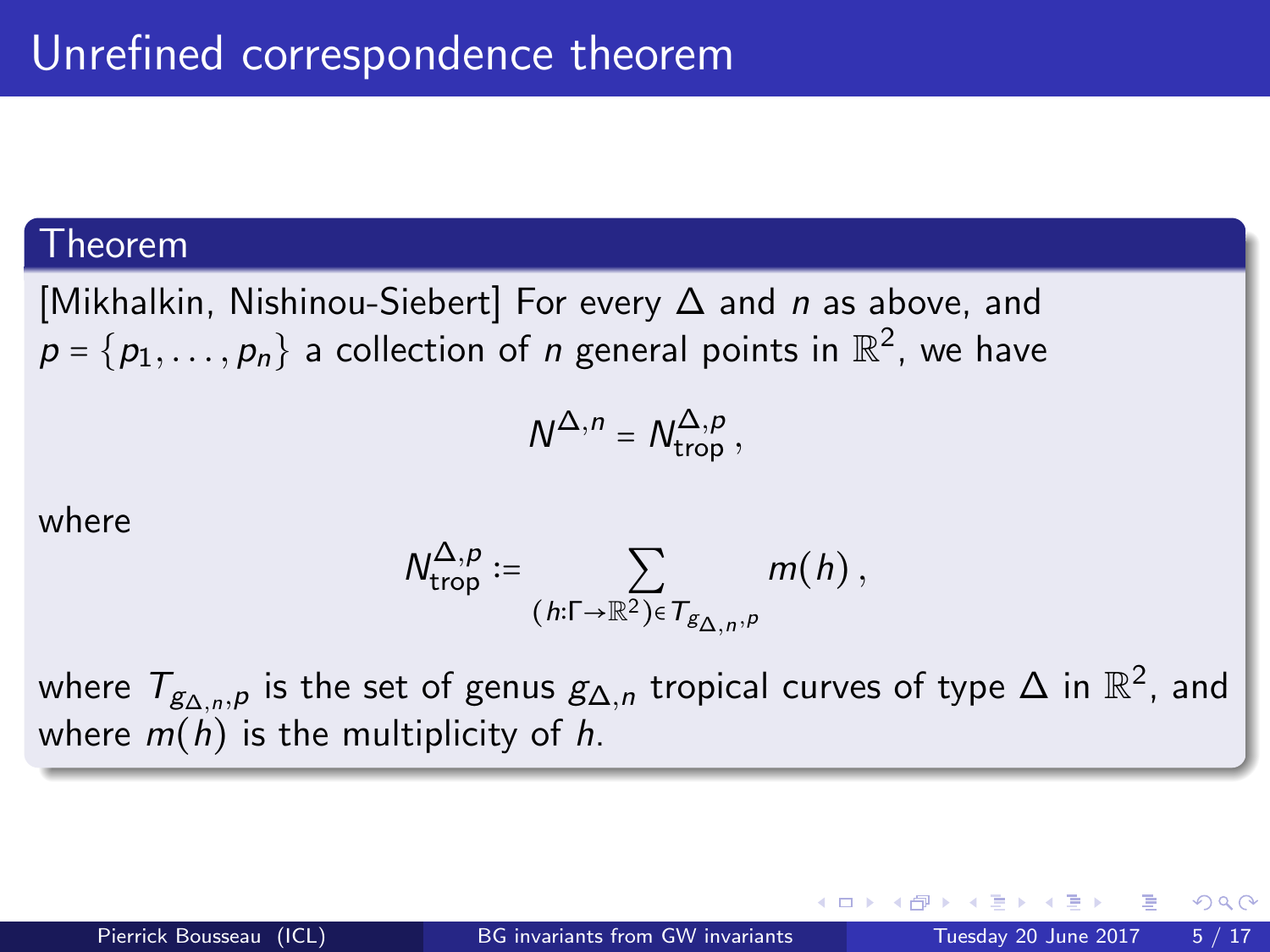# Unrefined correspondence theorem

### Theorem

[Mikhalkin, Nishinou-Siebert] For every $\Delta$ and $n$ as above, and $p = \{p_1, \ldots, p_n\}$ a collection of $n$ general points in $\mathbb{R}^2$, we have

$$N^{\Delta,n} = N^{\Delta,p}_{\text{trop}},$$

where

$$N^{\Delta,p}_{\text{trop}} := \sum_{(h:\Gamma \to \mathbb{R}^2) \in T_{g_{\Delta,n},p}} m(h),$$

where $T_{g_{\Delta,n},p}$ is the set of genus $g_{\Delta,n}$ tropical curves of type $\Delta$ in $\mathbb{R}^2$, and where $m(h)$ is the multiplicity of $h$.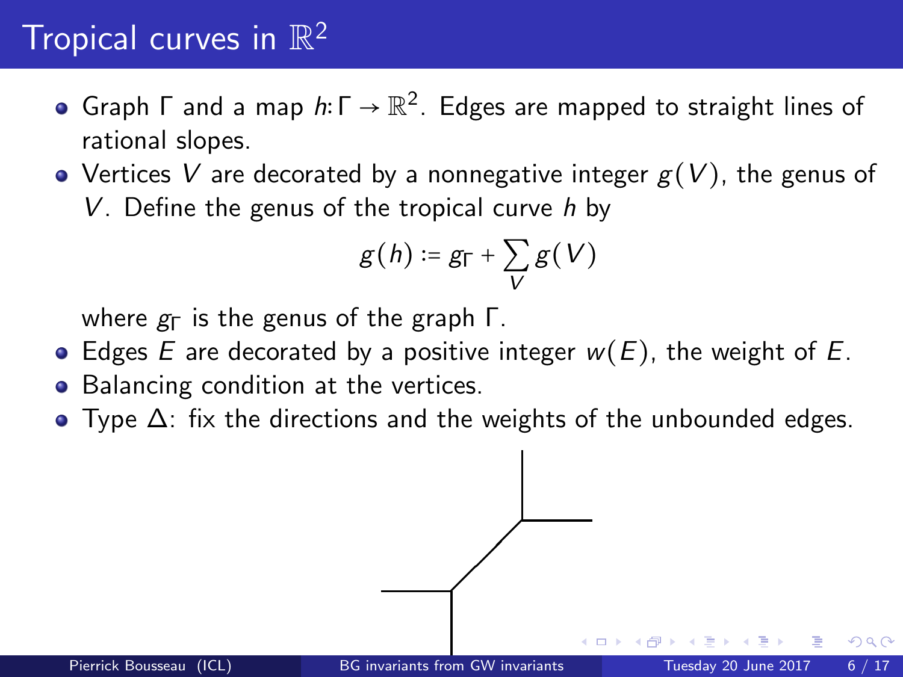# Tropical curves in $\mathbb{R}^2$

- Graph $\Gamma$ and a map $h \colon \Gamma \to \mathbb{R}^2$. Edges are mapped to straight lines of rational slopes.
- Vertices $V$ are decorated by a nonnegative integer $g(V)$, the genus of $V$. Define the genus of the tropical curve $h$ by

$$g(h) := g_\Gamma + \sum_V g(V)$$

  where $g_\Gamma$ is the genus of the graph $\Gamma$.
- Edges $E$ are decorated by a positive integer $w(E)$, the weight of $E$.
- Balancing condition at the vertices.
- Type $\Delta$: fix the directions and the weights of the unbounded edges.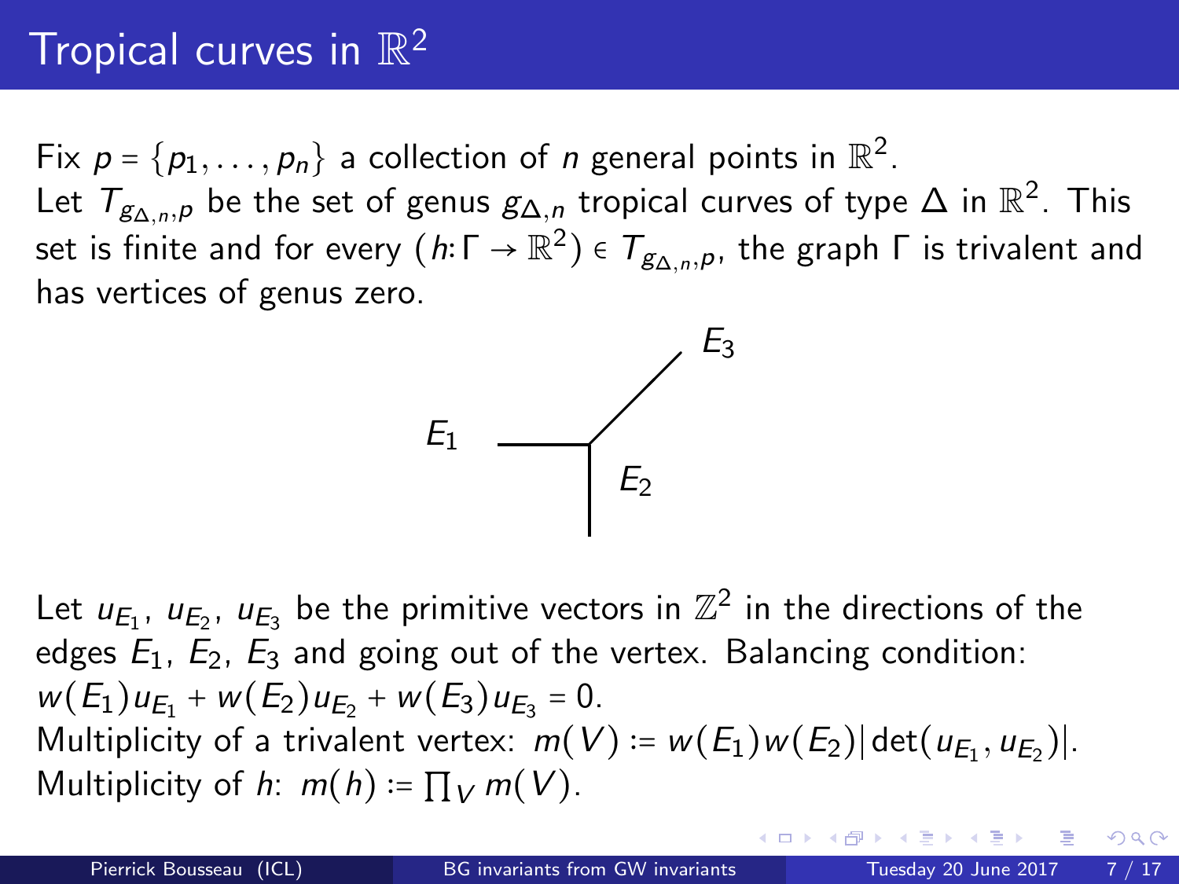# Tropical curves in $\mathbb{R}^2$

Fix $p = \{p_1, \ldots, p_n\}$ a collection of $n$ general points in $\mathbb{R}^2$.
Let $T_{g_{\Delta,n},p}$ be the set of genus $g_{\Delta,n}$ tropical curves of type $\Delta$ in $\mathbb{R}^2$. This set is finite and for every $(h\colon \Gamma \to \mathbb{R}^2) \in T_{g_{\Delta,n},p}$, the graph $\Gamma$ is trivalent and has vertices of genus zero.

Let $u_{E_1}$, $u_{E_2}$, $u_{E_3}$ be the primitive vectors in $\mathbb{Z}^2$ in the directions of the edges $E_1$, $E_2$, $E_3$ and going out of the vertex. Balancing condition: $w(E_1)u_{E_1} + w(E_2)u_{E_2} + w(E_3)u_{E_3} = 0$.
Multiplicity of a trivalent vertex: $m(V) := w(E_1)w(E_2)|\det(u_{E_1}, u_{E_2})|$.
Multiplicity of $h$: $m(h) := \prod_V m(V)$.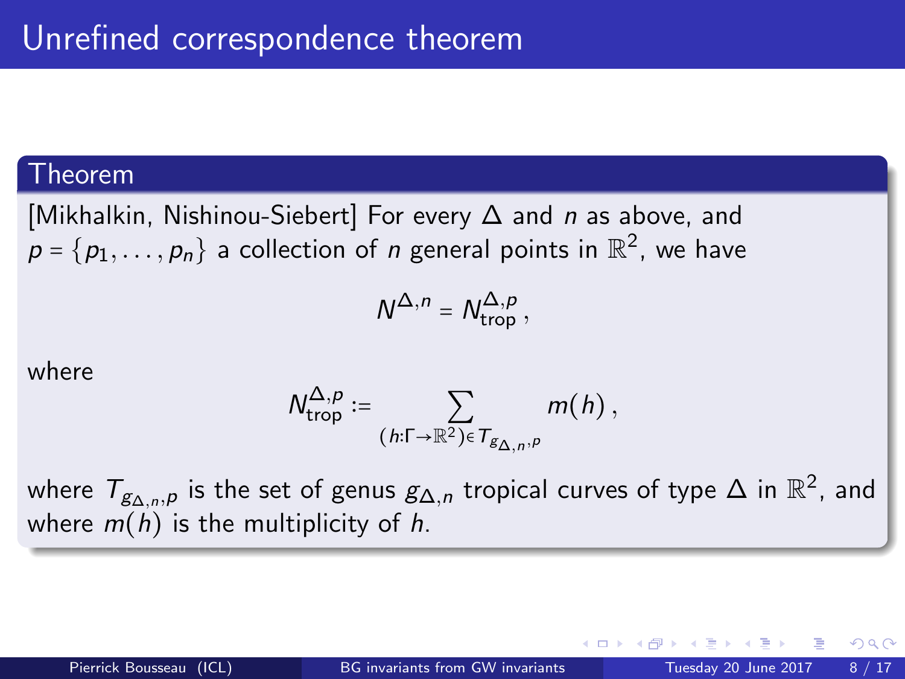# Unrefined correspondence theorem

## Theorem

[Mikhalkin, Nishinou-Siebert] For every $\Delta$ and $n$ as above, and $p = \{p_1, \dots, p_n\}$ a collection of $n$ general points in $\mathbb{R}^2$, we have

$$N^{\Delta,n} = N_{\text{trop}}^{\Delta,p},$$

where

$$N_{\text{trop}}^{\Delta,p} := \sum_{(h:\Gamma \to \mathbb{R}^2) \in T_{g_{\Delta,n},p}} m(h),$$

where $T_{g_{\Delta,n},p}$ is the set of genus $g_{\Delta,n}$ tropical curves of type $\Delta$ in $\mathbb{R}^2$, and where $m(h)$ is the multiplicity of $h$.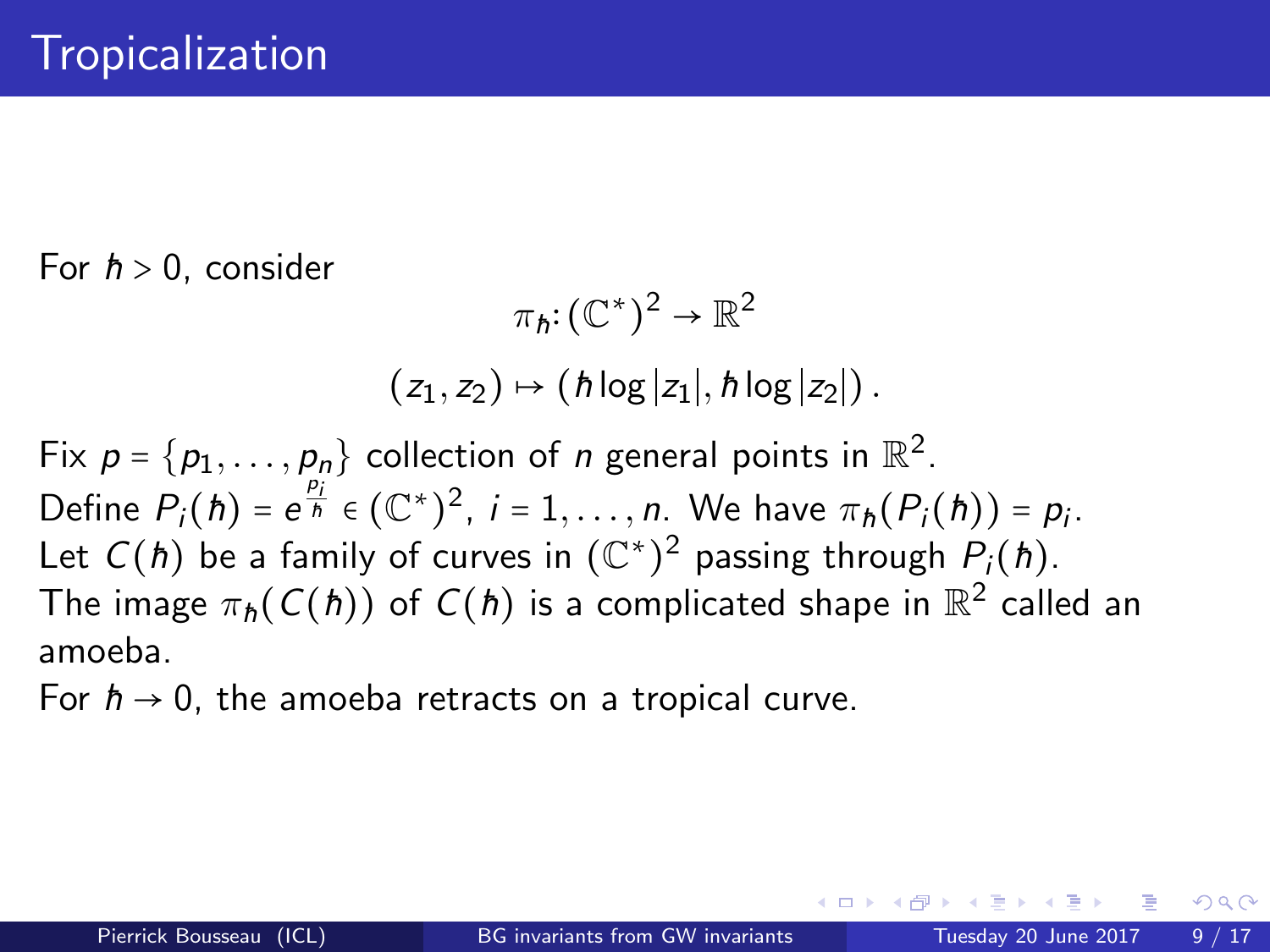# Tropicalization

For $\hbar > 0$, consider

$$\pi_\hbar \colon (\mathbb{C}^*)^2 \to \mathbb{R}^2$$

$$(z_1, z_2) \mapsto (\hbar \log |z_1|, \hbar \log |z_2|) \,.$$

Fix $p = \{p_1, \dots, p_n\}$ collection of $n$ general points in $\mathbb{R}^2$.
Define $P_i(\hbar) = e^{\frac{p_i}{\hbar}} \in (\mathbb{C}^*)^2$, $i = 1, \dots, n$. We have $\pi_\hbar(P_i(\hbar)) = p_i$.
Let $C(\hbar)$ be a family of curves in $(\mathbb{C}^*)^2$ passing through $P_i(\hbar)$.
The image $\pi_\hbar(C(\hbar))$ of $C(\hbar)$ is a complicated shape in $\mathbb{R}^2$ called an amoeba.
For $\hbar \to 0$, the amoeba retracts on a tropical curve.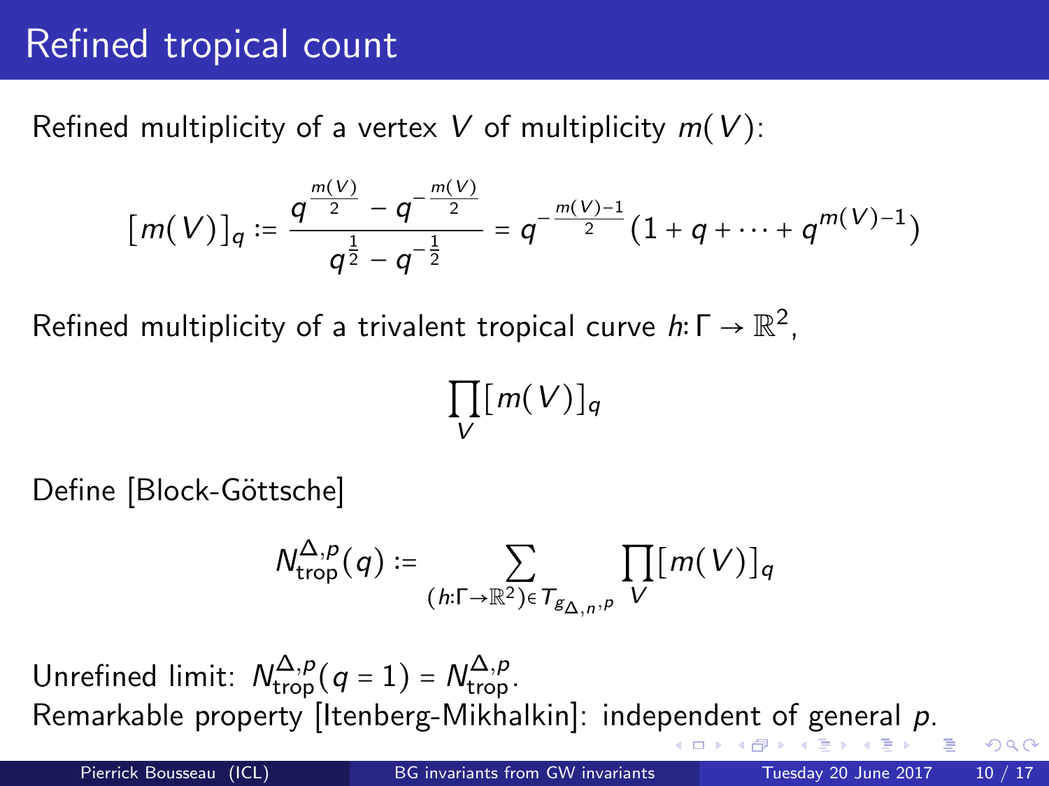# Refined tropical count

Refined multiplicity of a vertex $V$ of multiplicity $m(V)$:

$$[m(V)]_q := \frac{q^{\frac{m(V)}{2}} - q^{-\frac{m(V)}{2}}}{q^{\frac{1}{2}} - q^{-\frac{1}{2}}} = q^{-\frac{m(V)-1}{2}}(1 + q + \cdots + q^{m(V)-1})$$

Refined multiplicity of a trivalent tropical curve $h \colon \Gamma \to \mathbb{R}^2$,

$$\prod_V [m(V)]_q$$

Define [Block-Göttsche]

$$N_{\mathrm{trop}}^{\Delta,p}(q) := \sum_{(h \colon \Gamma \to \mathbb{R}^2) \in T_{g_{\Delta,n},p}} \prod_V [m(V)]_q$$

Unrefined limit: $N_{\mathrm{trop}}^{\Delta,p}(q=1) = N_{\mathrm{trop}}^{\Delta,p}$.
Remarkable property [Itenberg-Mikhalkin]: independent of general $p$.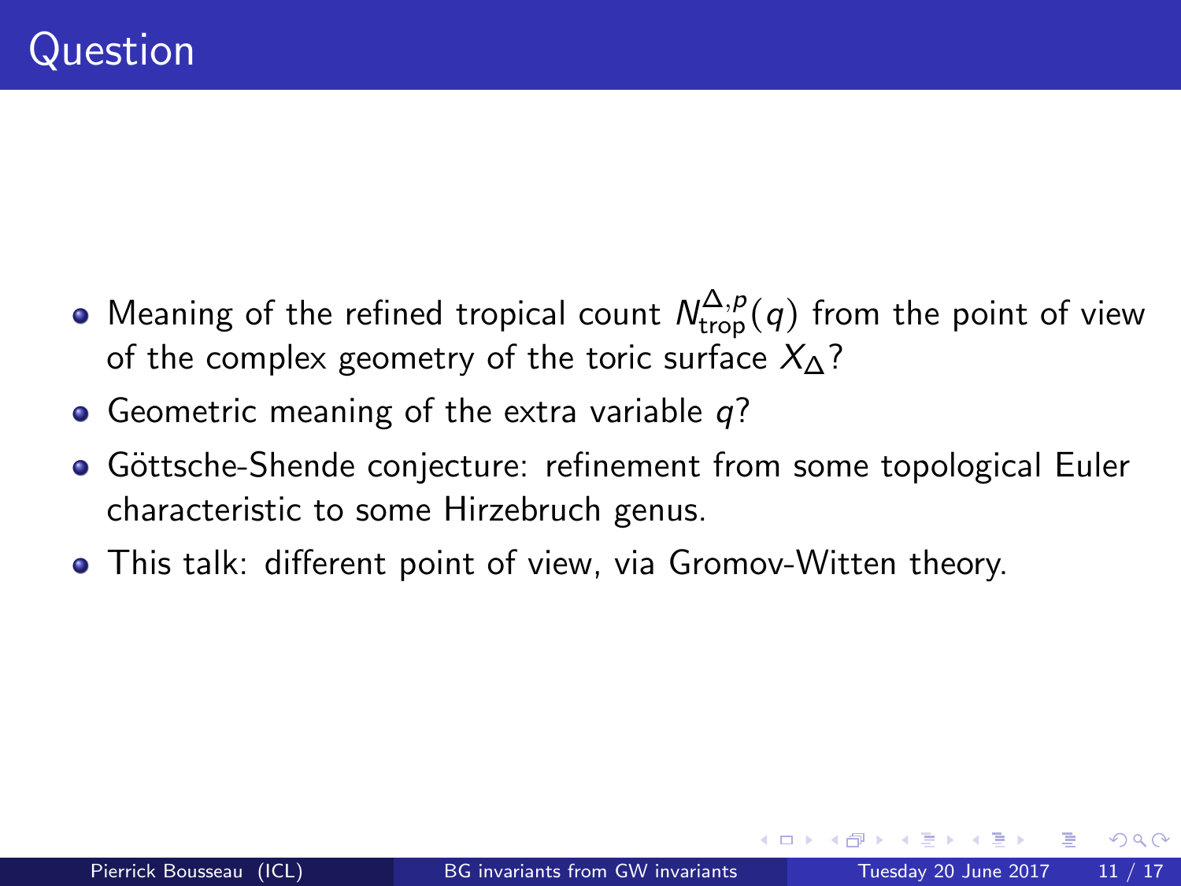# Question

- Meaning of the refined tropical count $N_{\text{trop}}^{\Delta,p}(q)$ from the point of view of the complex geometry of the toric surface $X_\Delta$?
- Geometric meaning of the extra variable $q$?
- Göttsche-Shende conjecture: refinement from some topological Euler characteristic to some Hirzebruch genus.
- This talk: different point of view, via Gromov-Witten theory.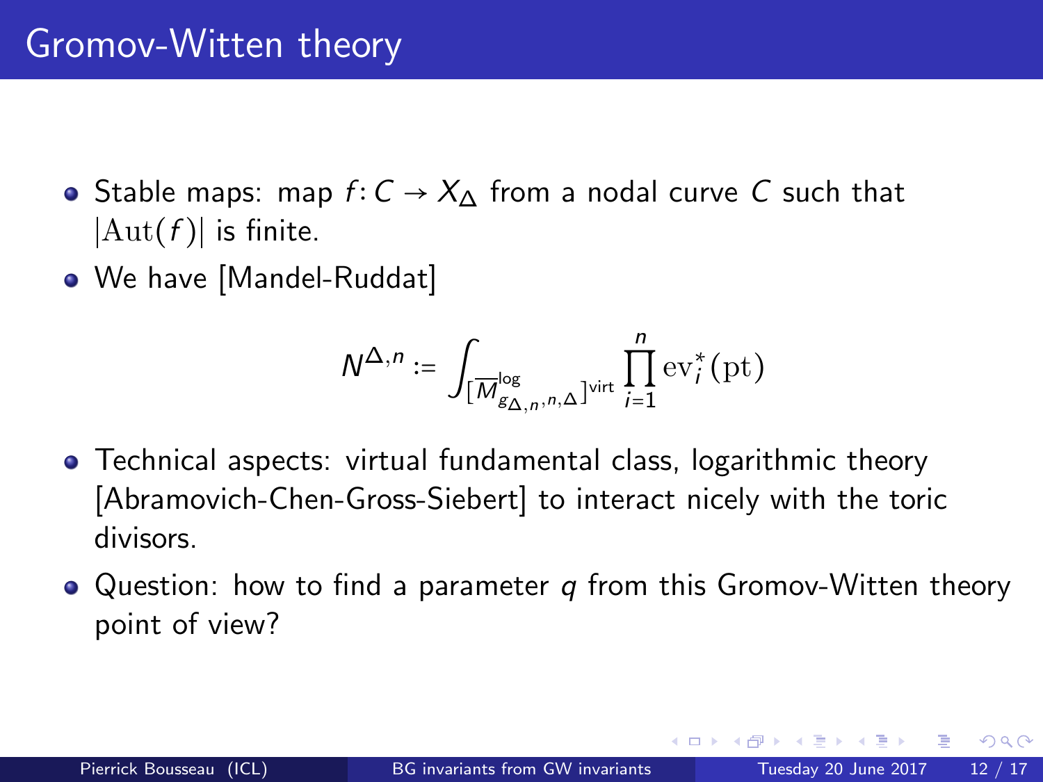# Gromov-Witten theory

- Stable maps: map $f \colon C \to X_\Delta$ from a nodal curve $C$ such that $|\mathrm{Aut}(f)|$ is finite.
- We have [Mandel-Ruddat]

$$N^{\Delta,n} := \int_{[\overline{M}^{\log}_{g_{\Delta,n},n,\Delta}]^{\mathrm{virt}}} \prod_{i=1}^{n} \mathrm{ev}_i^*(\mathrm{pt})$$

- Technical aspects: virtual fundamental class, logarithmic theory [Abramovich-Chen-Gross-Siebert] to interact nicely with the toric divisors.
- Question: how to find a parameter $q$ from this Gromov-Witten theory point of view?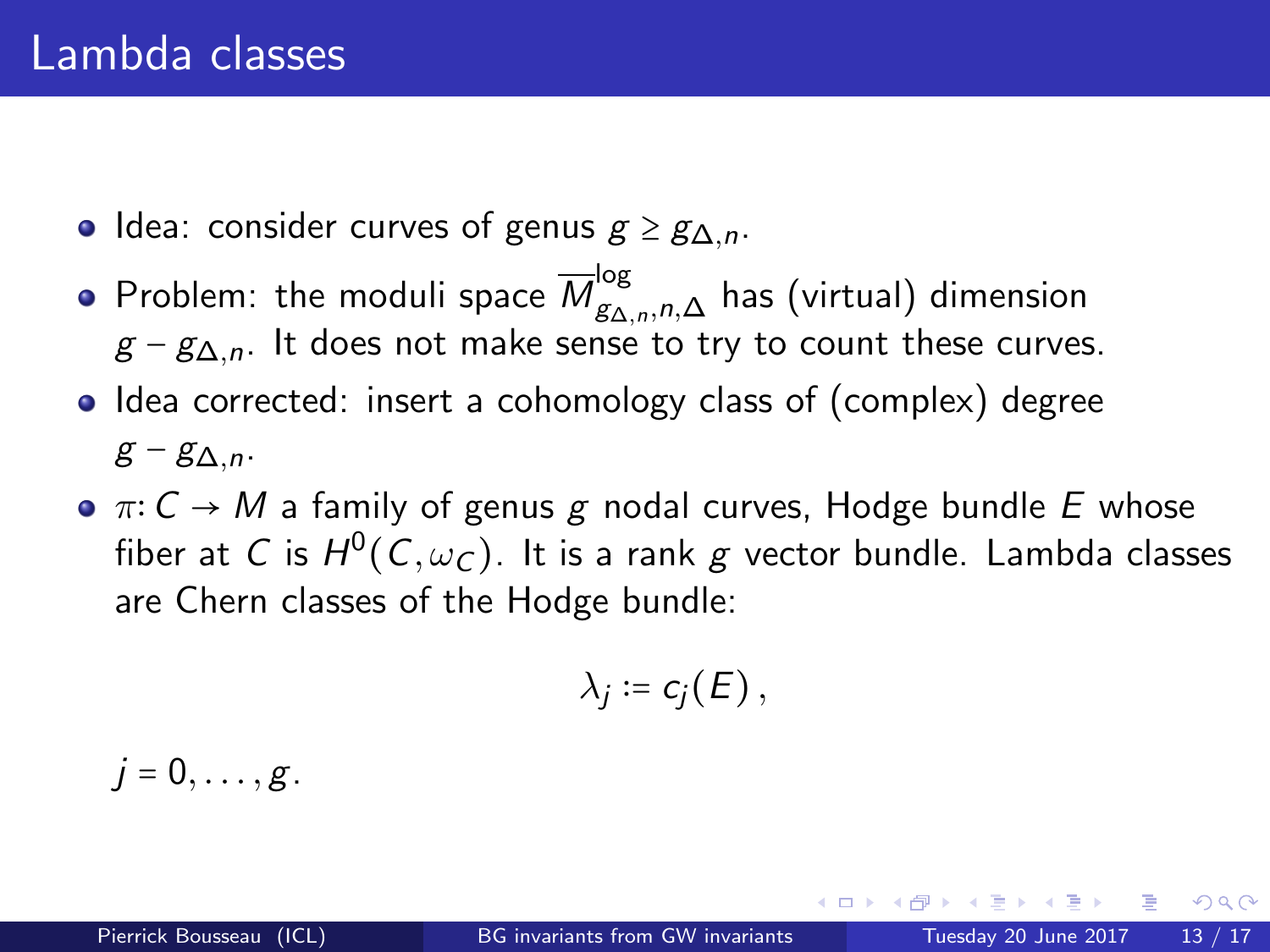# Lambda classes

- Idea: consider curves of genus $g \geq g_{\Delta,n}$.
- Problem: the moduli space $\overline{M}^{\log}_{g_{\Delta,n},n,\Delta}$ has (virtual) dimension $g - g_{\Delta,n}$. It does not make sense to try to count these curves.
- Idea corrected: insert a cohomology class of (complex) degree $g - g_{\Delta,n}$.
- $\pi \colon C \to M$ a family of genus $g$ nodal curves, Hodge bundle $E$ whose fiber at $C$ is $H^0(C, \omega_C)$. It is a rank $g$ vector bundle. Lambda classes are Chern classes of the Hodge bundle:

$$\lambda_j := c_j(E)\,,$$

$j = 0, \ldots, g$.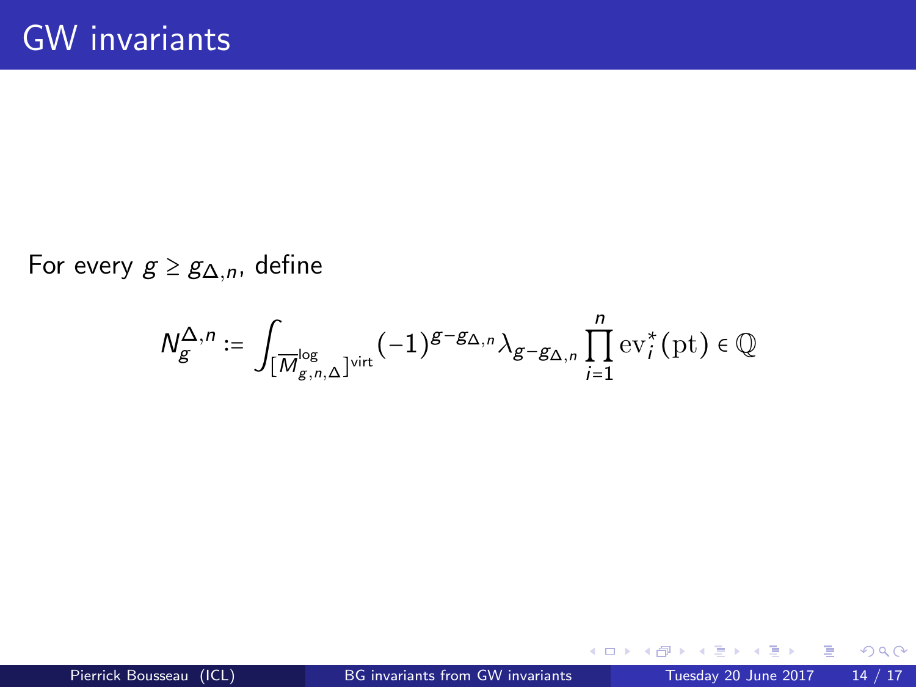# GW invariants

For every $g \geq g_{\Delta,n}$, define

$$N_g^{\Delta,n} := \int_{[\overline{M}^{\log}_{g,n,\Delta}]^{\mathrm{virt}}} (-1)^{g-g_{\Delta,n}} \lambda_{g-g_{\Delta,n}} \prod_{i=1}^{n} \mathrm{ev}_i^*(\mathrm{pt}) \in \mathbb{Q}$$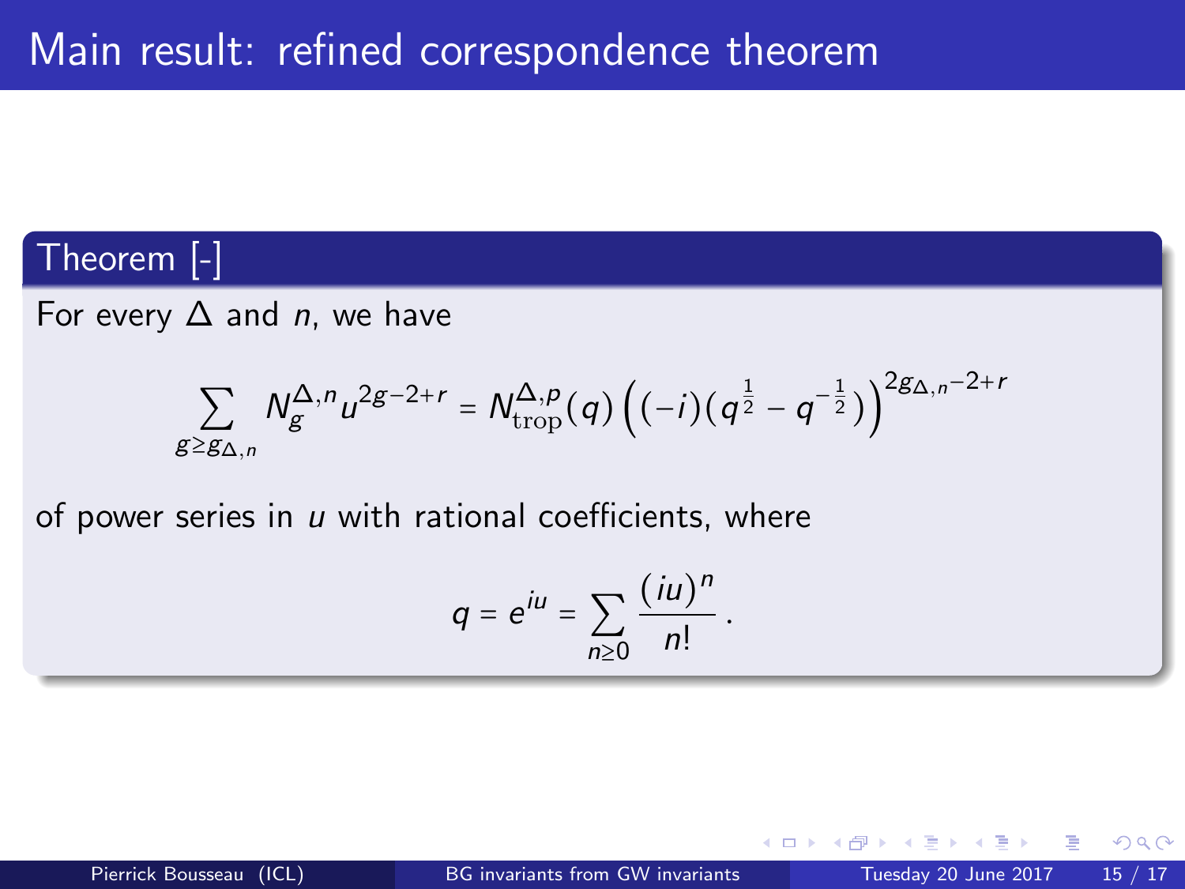# Main result: refined correspondence theorem

**Theorem [-]**

For every $\Delta$ and $n$, we have

$$\sum_{g \geq g_{\Delta,n}} N_g^{\Delta,n} u^{2g-2+r} = N_{\mathrm{trop}}^{\Delta,p}(q) \left( (-i)(q^{\frac{1}{2}} - q^{-\frac{1}{2}}) \right)^{2g_{\Delta,n}-2+r}$$

of power series in $u$ with rational coefficients, where

$$q = e^{iu} = \sum_{n \geq 0} \frac{(iu)^n}{n!} .$$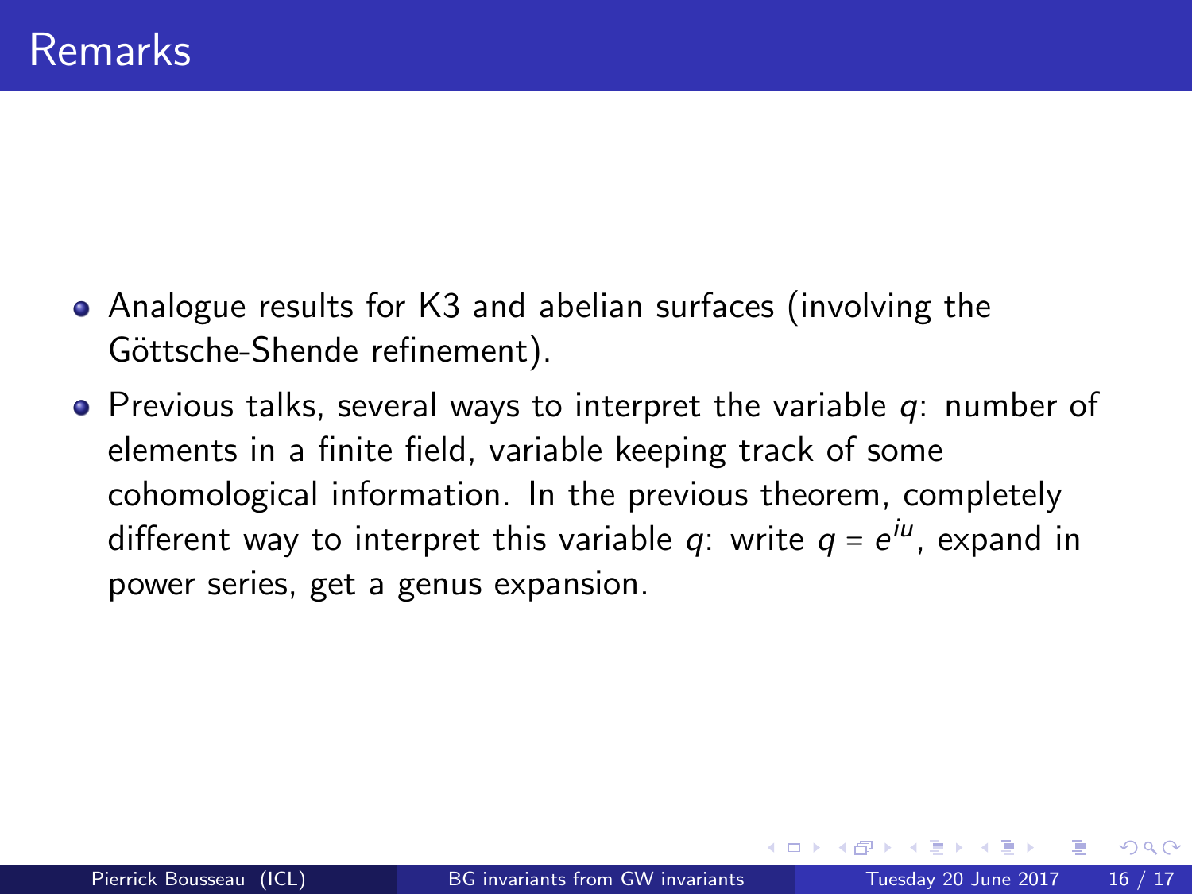# Remarks

- Analogue results for K3 and abelian surfaces (involving the Göttsche-Shende refinement).
- Previous talks, several ways to interpret the variable $q$: number of elements in a finite field, variable keeping track of some cohomological information. In the previous theorem, completely different way to interpret this variable $q$: write $q = e^{iu}$, expand in power series, get a genus expansion.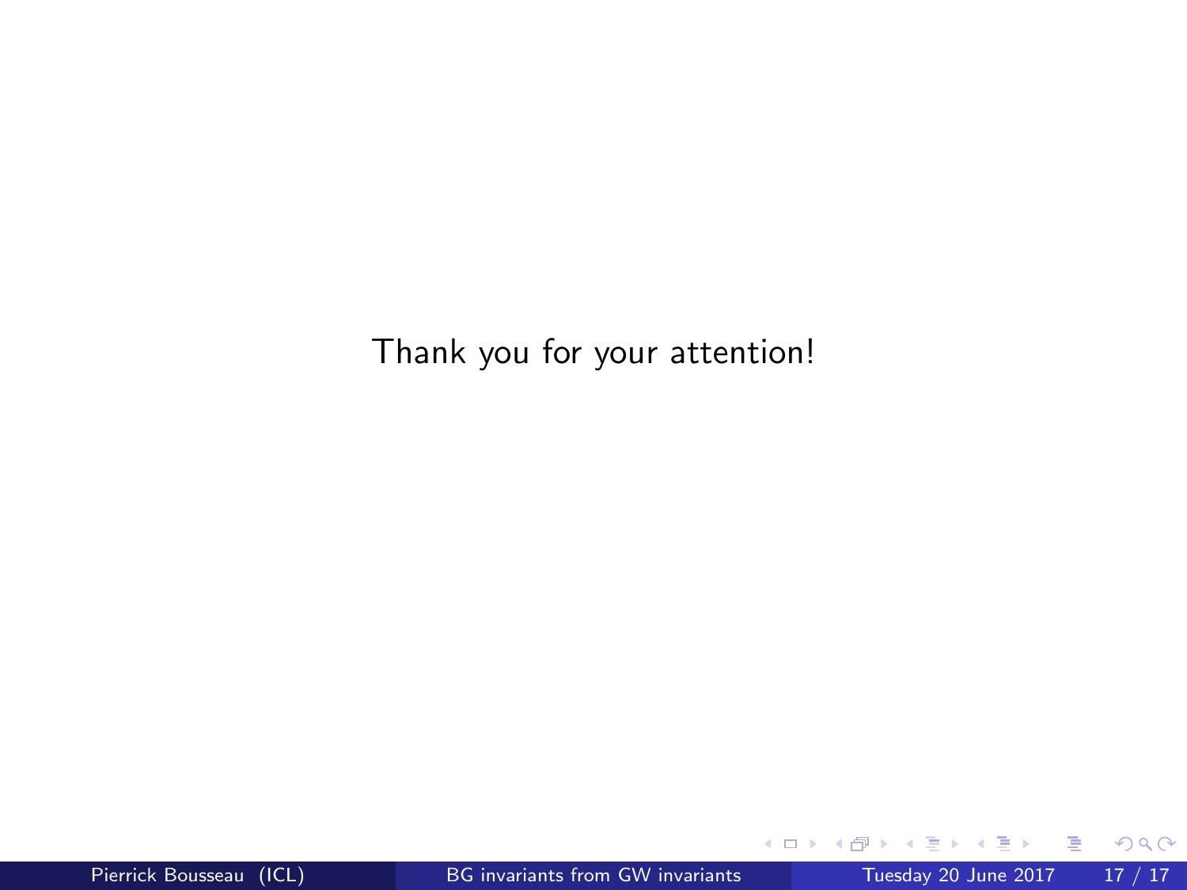Thank you for your attention!